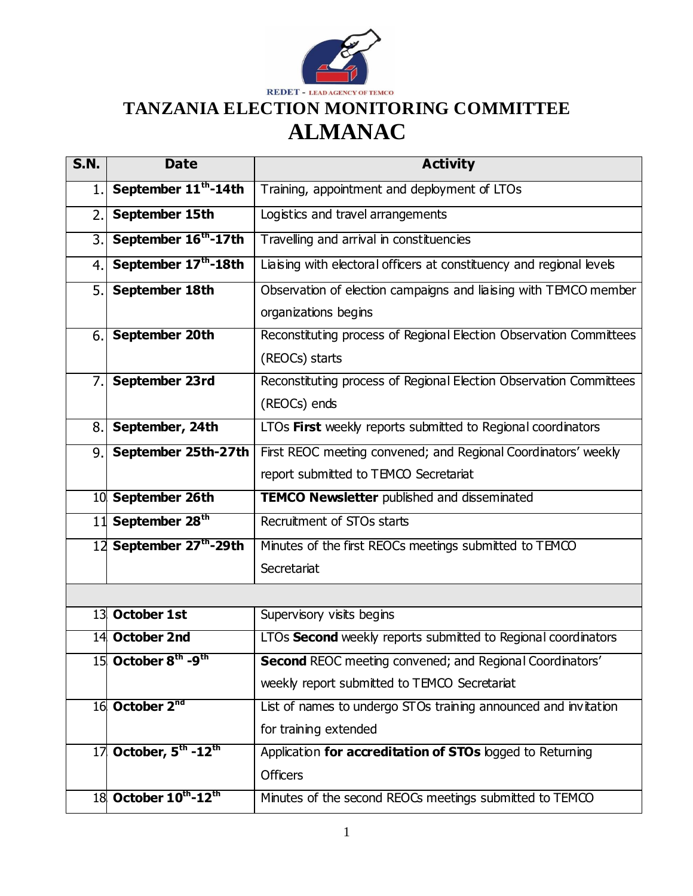REDET - LEAD AGENCY OF TEMCO

# TANZANIA ELECTION MONITORING COMMITTEE

# ALMANAC

| S.N. | Date | Activity |
|---|---|---|
| 1. | **September 11th-14th** | Training, appointment and deployment of LTOs |
| 2. | **September 15th** | Logistics and travel arrangements |
| 3. | **September 16th-17th** | Travelling and arrival in constituencies |
| 4. | **September 17th-18th** | Liaising with electoral officers at constituency and regional levels |
| 5. | **September 18th** | Observation of election campaigns and liaising with TEMCO member organizations begins |
| 6. | **September 20th** | Reconstituting process of Regional Election Observation Committees (REOCs) starts |
| 7. | **September 23rd** | Reconstituting process of Regional Election Observation Committees (REOCs) ends |
| 8. | **September, 24th** | LTOs **First** weekly reports submitted to Regional coordinators |
| 9. | **September 25th-27th** | First REOC meeting convened; and Regional Coordinators' weekly report submitted to TEMCO Secretariat |
| 10 | **September 26th** | **TEMCO Newsletter** published and disseminated |
| 11 | **September 28th** | Recruitment of STOs starts |
| 12 | **September 27th-29th** | Minutes of the first REOCs meetings submitted to TEMCO Secretariat |
| | | |
| 13 | **October 1st** | Supervisory visits begins |
| 14 | **October 2nd** | LTOs **Second** weekly reports submitted to Regional coordinators |
| 15 | **October 8th -9th** | **Second** REOC meeting convened; and Regional Coordinators' weekly report submitted to TEMCO Secretariat |
| 16 | **October 2nd** | List of names to undergo STOs training announced and invitation for training extended |
| 17 | **October, 5th -12th** | Application **for accreditation of STOs** lodged to Returning Officers |
| 18 | **October 10th-12th** | Minutes of the second REOCs meetings submitted to TEMCO |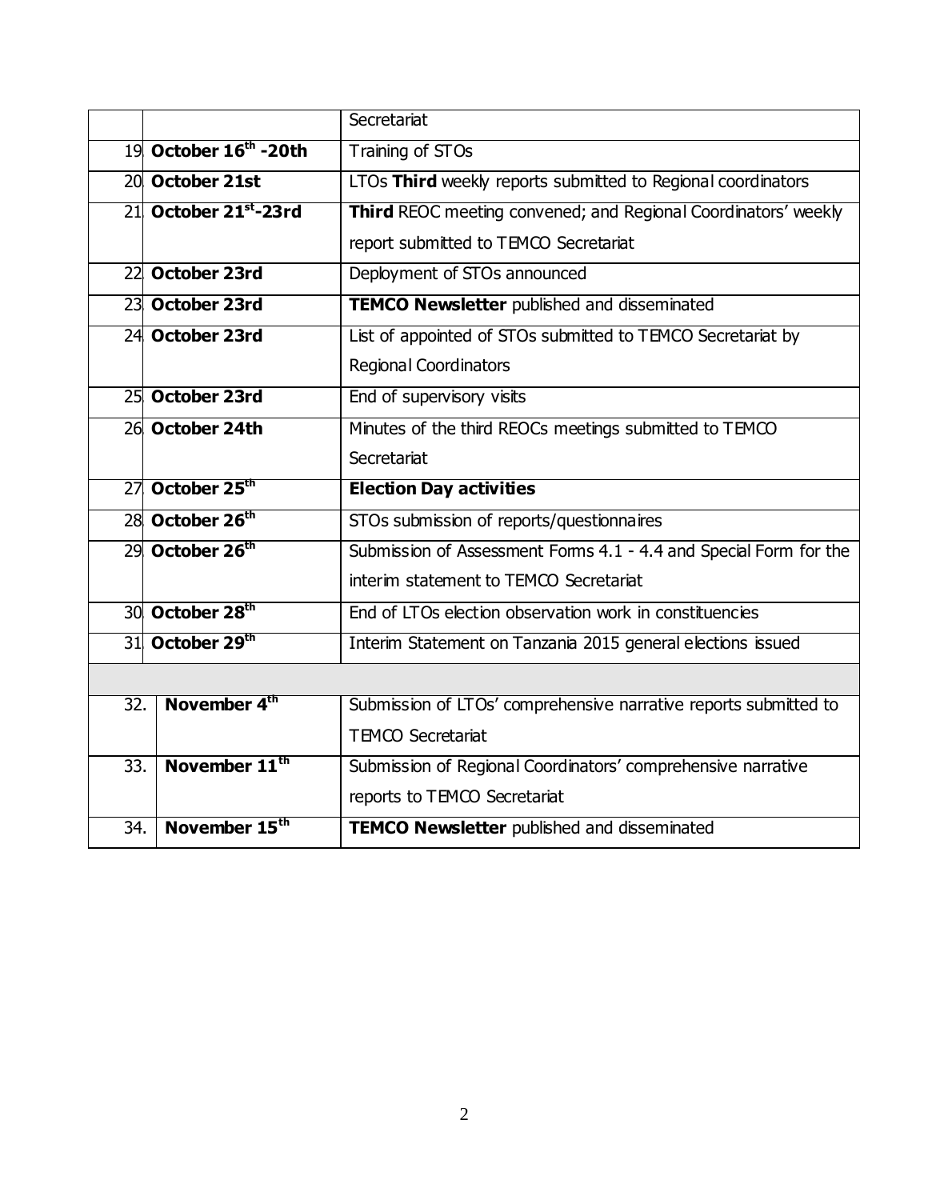| | | |
|---|---|---|
| | | Secretariat |
| 19 | **October 16$^{th}$ -20th** | Training of STOs |
| 20 | **October 21st** | LTOs **Third** weekly reports submitted to Regional coordinators |
| 21 | **October 21$^{st}$-23rd** | **Third** REOC meeting convened; and Regional Coordinators' weekly report submitted to TEMCO Secretariat |
| 22 | **October 23rd** | Deployment of STOs announced |
| 23 | **October 23rd** | **TEMCO Newsletter** published and disseminated |
| 24 | **October 23rd** | List of appointed of STOs submitted to TEMCO Secretariat by Regional Coordinators |
| 25 | **October 23rd** | End of supervisory visits |
| 26 | **October 24th** | Minutes of the third REOCs meetings submitted to TEMCO Secretariat |
| 27 | **October 25$^{th}$** | **Election Day activities** |
| 28 | **October 26$^{th}$** | STOs submission of reports/questionnaires |
| 29 | **October 26$^{th}$** | Submission of Assessment Forms 4.1 - 4.4 and Special Form for the interim statement to TEMCO Secretariat |
| 30 | **October 28$^{th}$** | End of LTOs election observation work in constituencies |
| 31 | **October 29$^{th}$** | Interim Statement on Tanzania 2015 general elections issued |
| | | |
| 32. | **November 4$^{th}$** | Submission of LTOs' comprehensive narrative reports submitted to TEMCO Secretariat |
| 33. | **November 11$^{th}$** | Submission of Regional Coordinators' comprehensive narrative reports to TEMCO Secretariat |
| 34. | **November 15$^{th}$** | **TEMCO Newsletter** published and disseminated |